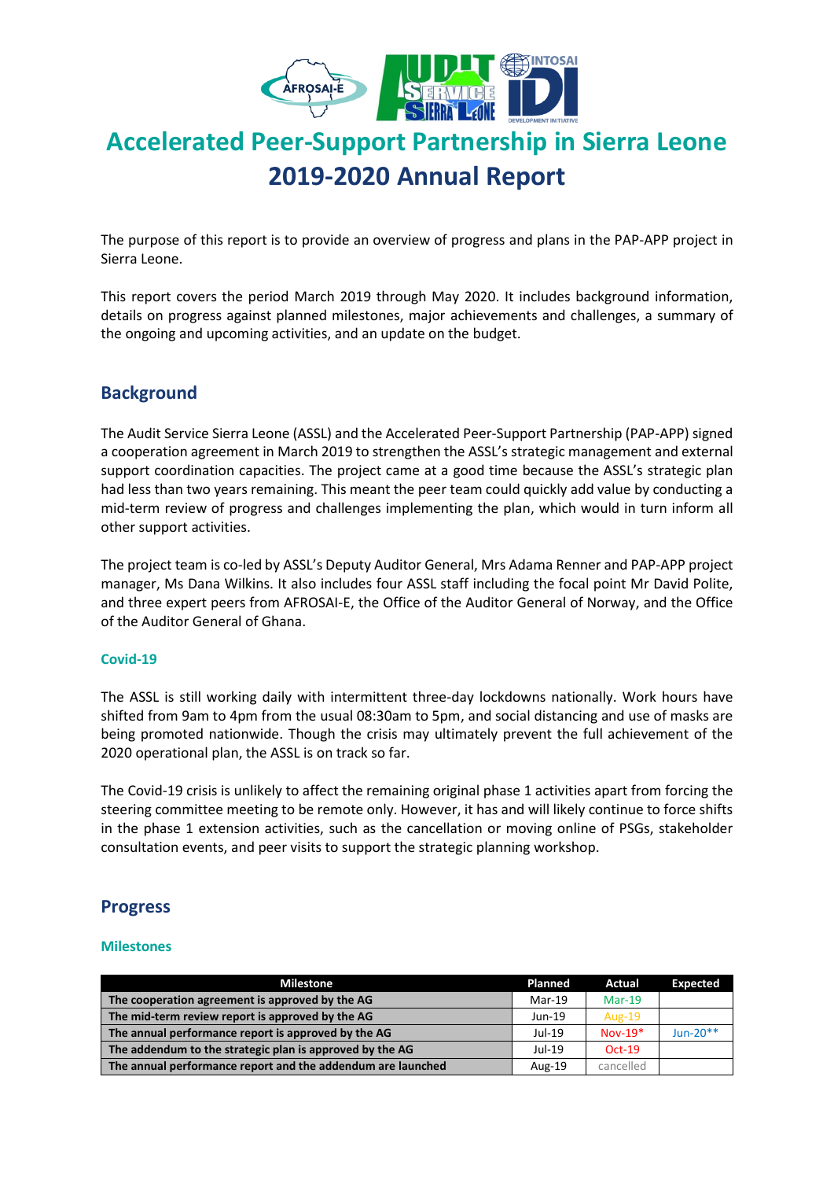# Accelerated Peer-Support Partnership in Sierra Leone
# 2019-2020 Annual Report

The purpose of this report is to provide an overview of progress and plans in the PAP-APP project in Sierra Leone.

This report covers the period March 2019 through May 2020. It includes background information, details on progress against planned milestones, major achievements and challenges, a summary of the ongoing and upcoming activities, and an update on the budget.

## Background

The Audit Service Sierra Leone (ASSL) and the Accelerated Peer-Support Partnership (PAP-APP) signed a cooperation agreement in March 2019 to strengthen the ASSL's strategic management and external support coordination capacities. The project came at a good time because the ASSL's strategic plan had less than two years remaining. This meant the peer team could quickly add value by conducting a mid-term review of progress and challenges implementing the plan, which would in turn inform all other support activities.

The project team is co-led by ASSL's Deputy Auditor General, Mrs Adama Renner and PAP-APP project manager, Ms Dana Wilkins. It also includes four ASSL staff including the focal point Mr David Polite, and three expert peers from AFROSAI-E, the Office of the Auditor General of Norway, and the Office of the Auditor General of Ghana.

### Covid-19

The ASSL is still working daily with intermittent three-day lockdowns nationally. Work hours have shifted from 9am to 4pm from the usual 08:30am to 5pm, and social distancing and use of masks are being promoted nationwide. Though the crisis may ultimately prevent the full achievement of the 2020 operational plan, the ASSL is on track so far.

The Covid-19 crisis is unlikely to affect the remaining original phase 1 activities apart from forcing the steering committee meeting to be remote only. However, it has and will likely continue to force shifts in the phase 1 extension activities, such as the cancellation or moving online of PSGs, stakeholder consultation events, and peer visits to support the strategic planning workshop.

## Progress

### Milestones

| Milestone | Planned | Actual | Expected |
|---|---|---|---|
| The cooperation agreement is approved by the AG | Mar-19 | Mar-19 | |
| The mid-term review report is approved by the AG | Jun-19 | Aug-19 | |
| The annual performance report is approved by the AG | Jul-19 | Nov-19* | Jun-20** |
| The addendum to the strategic plan is approved by the AG | Jul-19 | Oct-19 | |
| The annual performance report and the addendum are launched | Aug-19 | cancelled | |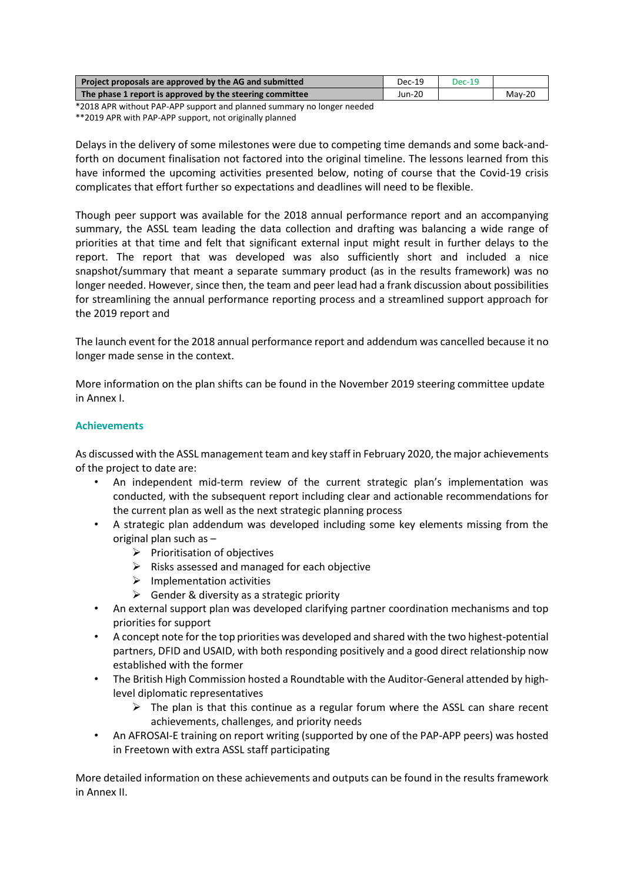| Project proposals are approved by the AG and submitted | Dec-19 | Dec-19 | |
|---|---|---|---|
| The phase 1 report is approved by the steering committee | Jun-20 | | May-20 |

*2018 APR without PAP-APP support and planned summary no longer needed

**2019 APR with PAP-APP support, not originally planned

Delays in the delivery of some milestones were due to competing time demands and some back-and-forth on document finalisation not factored into the original timeline. The lessons learned from this have informed the upcoming activities presented below, noting of course that the Covid-19 crisis complicates that effort further so expectations and deadlines will need to be flexible.

Though peer support was available for the 2018 annual performance report and an accompanying summary, the ASSL team leading the data collection and drafting was balancing a wide range of priorities at that time and felt that significant external input might result in further delays to the report. The report that was developed was also sufficiently short and included a nice snapshot/summary that meant a separate summary product (as in the results framework) was no longer needed. However, since then, the team and peer lead had a frank discussion about possibilities for streamlining the annual performance reporting process and a streamlined support approach for the 2019 report and

The launch event for the 2018 annual performance report and addendum was cancelled because it no longer made sense in the context.

More information on the plan shifts can be found in the November 2019 steering committee update in Annex I.

### Achievements

As discussed with the ASSL management team and key staff in February 2020, the major achievements of the project to date are:

- An independent mid-term review of the current strategic plan's implementation was conducted, with the subsequent report including clear and actionable recommendations for the current plan as well as the next strategic planning process
- A strategic plan addendum was developed including some key elements missing from the original plan such as –
    - Prioritisation of objectives
    - Risks assessed and managed for each objective
    - Implementation activities
    - Gender & diversity as a strategic priority
- An external support plan was developed clarifying partner coordination mechanisms and top priorities for support
- A concept note for the top priorities was developed and shared with the two highest-potential partners, DFID and USAID, with both responding positively and a good direct relationship now established with the former
- The British High Commission hosted a Roundtable with the Auditor-General attended by high-level diplomatic representatives
    - The plan is that this continue as a regular forum where the ASSL can share recent achievements, challenges, and priority needs
- An AFROSAI-E training on report writing (supported by one of the PAP-APP peers) was hosted in Freetown with extra ASSL staff participating

More detailed information on these achievements and outputs can be found in the results framework in Annex II.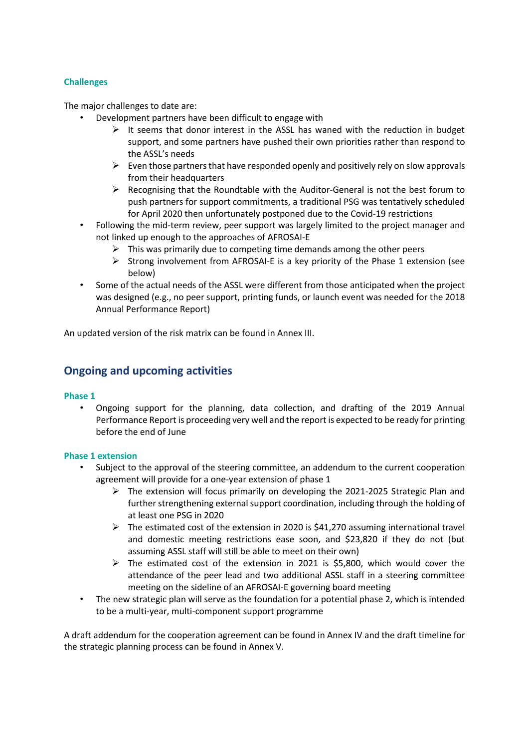### Challenges

The major challenges to date are:

- Development partners have been difficult to engage with
  - It seems that donor interest in the ASSL has waned with the reduction in budget support, and some partners have pushed their own priorities rather than respond to the ASSL's needs
  - Even those partners that have responded openly and positively rely on slow approvals from their headquarters
  - Recognising that the Roundtable with the Auditor-General is not the best forum to push partners for support commitments, a traditional PSG was tentatively scheduled for April 2020 then unfortunately postponed due to the Covid-19 restrictions
- Following the mid-term review, peer support was largely limited to the project manager and not linked up enough to the approaches of AFROSAI-E
  - This was primarily due to competing time demands among the other peers
  - Strong involvement from AFROSAI-E is a key priority of the Phase 1 extension (see below)
- Some of the actual needs of the ASSL were different from those anticipated when the project was designed (e.g., no peer support, printing funds, or launch event was needed for the 2018 Annual Performance Report)

An updated version of the risk matrix can be found in Annex III.

## Ongoing and upcoming activities

### Phase 1

- Ongoing support for the planning, data collection, and drafting of the 2019 Annual Performance Report is proceeding very well and the report is expected to be ready for printing before the end of June

### Phase 1 extension

- Subject to the approval of the steering committee, an addendum to the current cooperation agreement will provide for a one-year extension of phase 1
  - The extension will focus primarily on developing the 2021-2025 Strategic Plan and further strengthening external support coordination, including through the holding of at least one PSG in 2020
  - The estimated cost of the extension in 2020 is $41,270 assuming international travel and domestic meeting restrictions ease soon, and $23,820 if they do not (but assuming ASSL staff will still be able to meet on their own)
  - The estimated cost of the extension in 2021 is $5,800, which would cover the attendance of the peer lead and two additional ASSL staff in a steering committee meeting on the sideline of an AFROSAI-E governing board meeting
- The new strategic plan will serve as the foundation for a potential phase 2, which is intended to be a multi-year, multi-component support programme

A draft addendum for the cooperation agreement can be found in Annex IV and the draft timeline for the strategic planning process can be found in Annex V.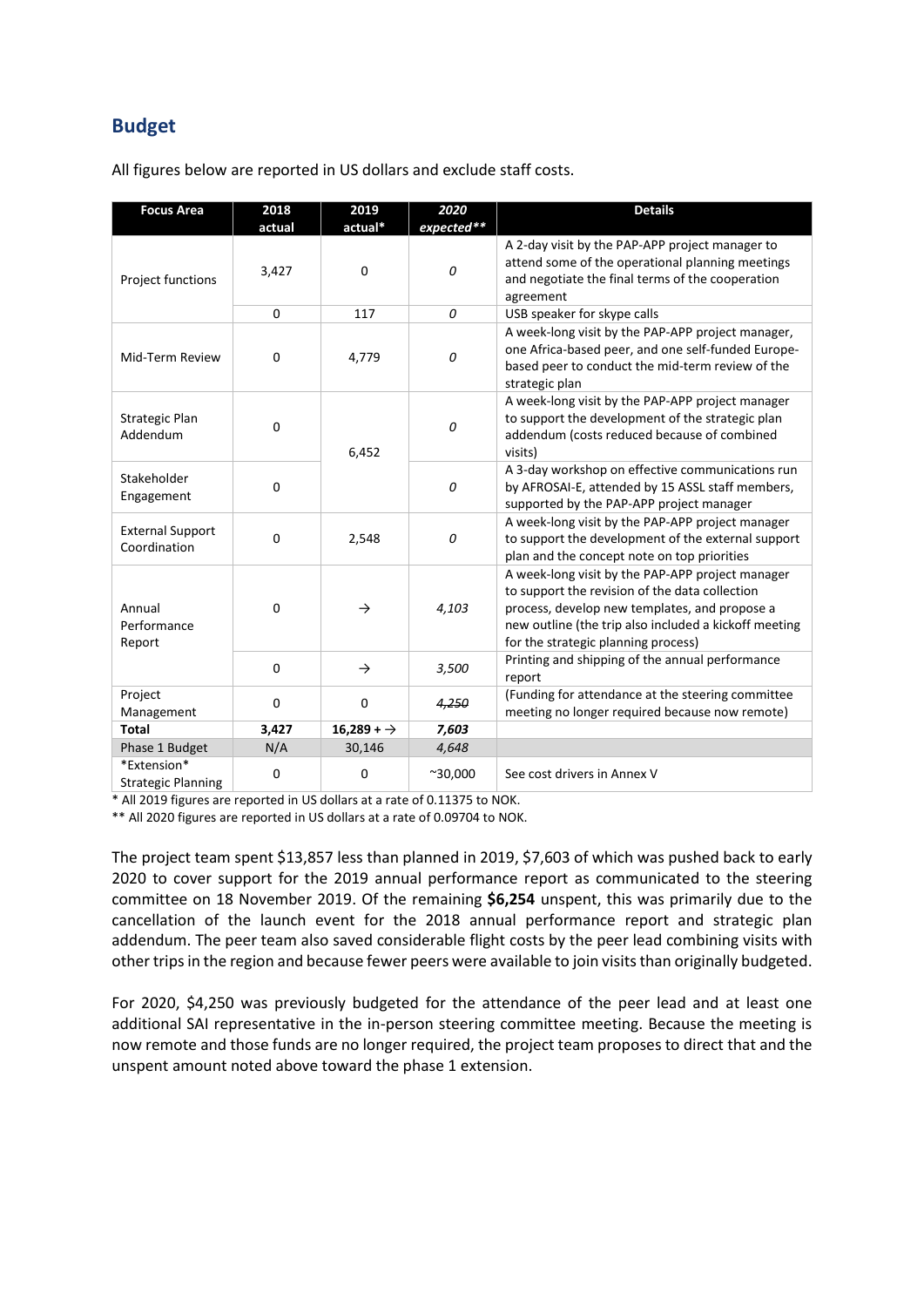## Budget

All figures below are reported in US dollars and exclude staff costs.

| Focus Area | 2018 actual | 2019 actual* | *2020 expected*** | Details |
|---|---|---|---|---|
| Project functions | 3,427 | 0 | *0* | A 2-day visit by the PAP-APP project manager to attend some of the operational planning meetings and negotiate the final terms of the cooperation agreement |
| | 0 | 117 | *0* | USB speaker for skype calls |
| Mid-Term Review | 0 | 4,779 | *0* | A week-long visit by the PAP-APP project manager, one Africa-based peer, and one self-funded Europe-based peer to conduct the mid-term review of the strategic plan |
| Strategic Plan Addendum | 0 | 6,452 | *0* | A week-long visit by the PAP-APP project manager to support the development of the strategic plan addendum (costs reduced because of combined visits) |
| Stakeholder Engagement | 0 | | *0* | A 3-day workshop on effective communications run by AFROSAI-E, attended by 15 ASSL staff members, supported by the PAP-APP project manager |
| External Support Coordination | 0 | 2,548 | *0* | A week-long visit by the PAP-APP project manager to support the development of the external support plan and the concept note on top priorities |
| Annual Performance Report | 0 | → | *4,103* | A week-long visit by the PAP-APP project manager to support the revision of the data collection process, develop new templates, and propose a new outline (the trip also included a kickoff meeting for the strategic planning process) |
| | 0 | → | *3,500* | Printing and shipping of the annual performance report |
| Project Management | 0 | 0 | *~~4,250~~* | (Funding for attendance at the steering committee meeting no longer required because now remote) |
| **Total** | **3,427** | **16,289 + →** | ***7,603*** | |
| Phase 1 Budget | N/A | 30,146 | *4,648* | |
| *Extension* Strategic Planning | 0 | 0 | ~30,000 | See cost drivers in Annex V |

\* All 2019 figures are reported in US dollars at a rate of 0.11375 to NOK.
\*\* All 2020 figures are reported in US dollars at a rate of 0.09704 to NOK.

The project team spent $13,857 less than planned in 2019, $7,603 of which was pushed back to early 2020 to cover support for the 2019 annual performance report as communicated to the steering committee on 18 November 2019. Of the remaining **$6,254** unspent, this was primarily due to the cancellation of the launch event for the 2018 annual performance report and strategic plan addendum. The peer team also saved considerable flight costs by the peer lead combining visits with other trips in the region and because fewer peers were available to join visits than originally budgeted.

For 2020, $4,250 was previously budgeted for the attendance of the peer lead and at least one additional SAI representative in the in-person steering committee meeting. Because the meeting is now remote and those funds are no longer required, the project team proposes to direct that and the unspent amount noted above toward the phase 1 extension.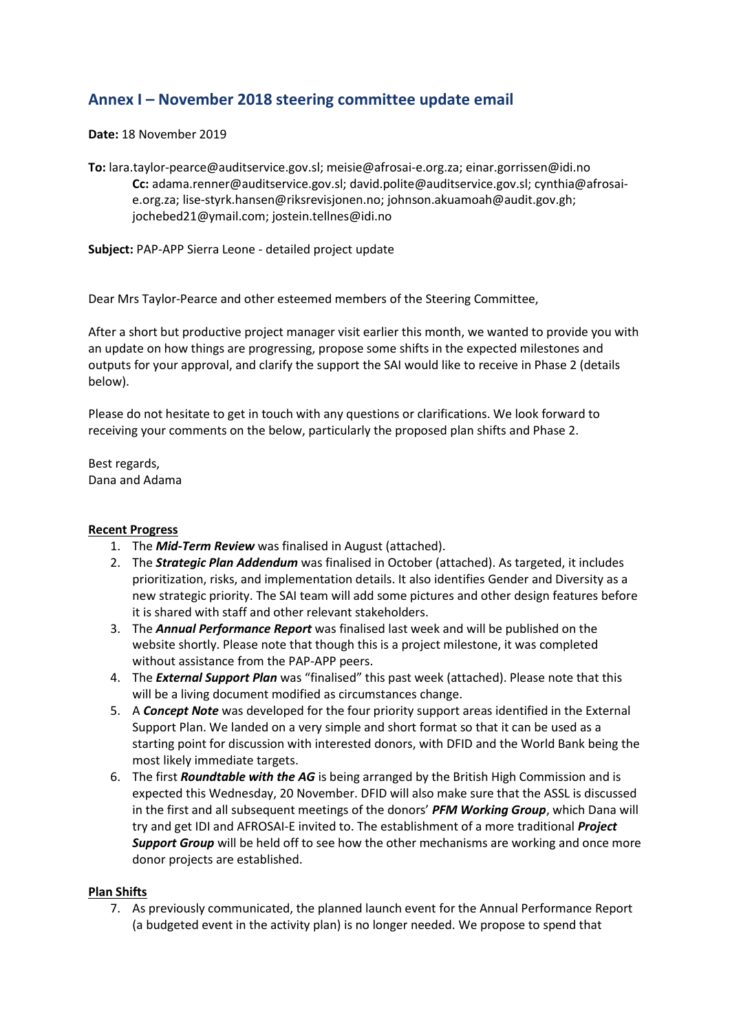## Annex I – November 2018 steering committee update email

**Date:** 18 November 2019

**To:** lara.taylor-pearce@auditservice.gov.sl; meisie@afrosai-e.org.za; einar.gorrissen@idi.no
**Cc:** adama.renner@auditservice.gov.sl; david.polite@auditservice.gov.sl; cynthia@afrosai-e.org.za; lise-styrk.hansen@riksrevisjonen.no; johnson.akuamoah@audit.gov.gh; jochebed21@ymail.com; jostein.tellnes@idi.no

**Subject:** PAP-APP Sierra Leone - detailed project update

Dear Mrs Taylor-Pearce and other esteemed members of the Steering Committee,

After a short but productive project manager visit earlier this month, we wanted to provide you with an update on how things are progressing, propose some shifts in the expected milestones and outputs for your approval, and clarify the support the SAI would like to receive in Phase 2 (details below).

Please do not hesitate to get in touch with any questions or clarifications. We look forward to receiving your comments on the below, particularly the proposed plan shifts and Phase 2.

Best regards,
Dana and Adama

**Recent Progress**

1. The ***Mid-Term Review*** was finalised in August (attached).
2. The ***Strategic Plan Addendum*** was finalised in October (attached). As targeted, it includes prioritization, risks, and implementation details. It also identifies Gender and Diversity as a new strategic priority. The SAI team will add some pictures and other design features before it is shared with staff and other relevant stakeholders.
3. The ***Annual Performance Report*** was finalised last week and will be published on the website shortly. Please note that though this is a project milestone, it was completed without assistance from the PAP-APP peers.
4. The ***External Support Plan*** was "finalised" this past week (attached). Please note that this will be a living document modified as circumstances change.
5. A ***Concept Note*** was developed for the four priority support areas identified in the External Support Plan. We landed on a very simple and short format so that it can be used as a starting point for discussion with interested donors, with DFID and the World Bank being the most likely immediate targets.
6. The first ***Roundtable with the AG*** is being arranged by the British High Commission and is expected this Wednesday, 20 November. DFID will also make sure that the ASSL is discussed in the first and all subsequent meetings of the donors' ***PFM Working Group***, which Dana will try and get IDI and AFROSAI-E invited to. The establishment of a more traditional ***Project Support Group*** will be held off to see how the other mechanisms are working and once more donor projects are established.

**Plan Shifts**

7. As previously communicated, the planned launch event for the Annual Performance Report (a budgeted event in the activity plan) is no longer needed. We propose to spend that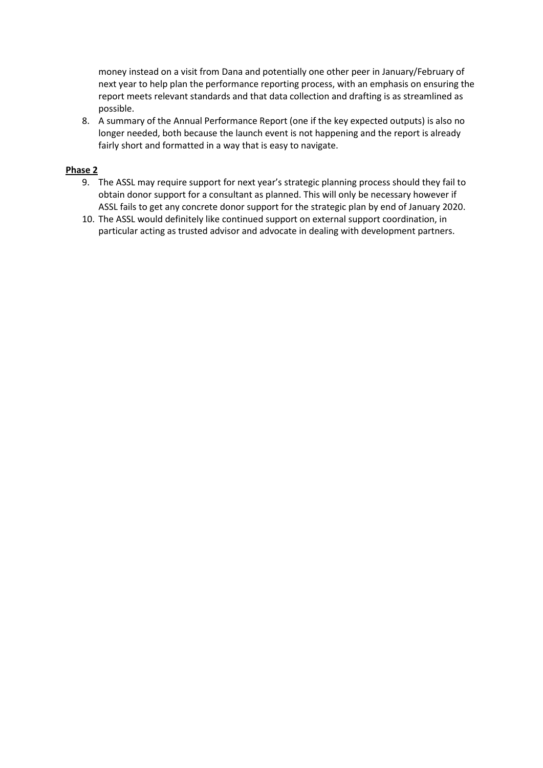money instead on a visit from Dana and potentially one other peer in January/February of next year to help plan the performance reporting process, with an emphasis on ensuring the report meets relevant standards and that data collection and drafting is as streamlined as possible.

8. A summary of the Annual Performance Report (one if the key expected outputs) is also no longer needed, both because the launch event is not happening and the report is already fairly short and formatted in a way that is easy to navigate.

**Phase 2**

9. The ASSL may require support for next year's strategic planning process should they fail to obtain donor support for a consultant as planned. This will only be necessary however if ASSL fails to get any concrete donor support for the strategic plan by end of January 2020.
10. The ASSL would definitely like continued support on external support coordination, in particular acting as trusted advisor and advocate in dealing with development partners.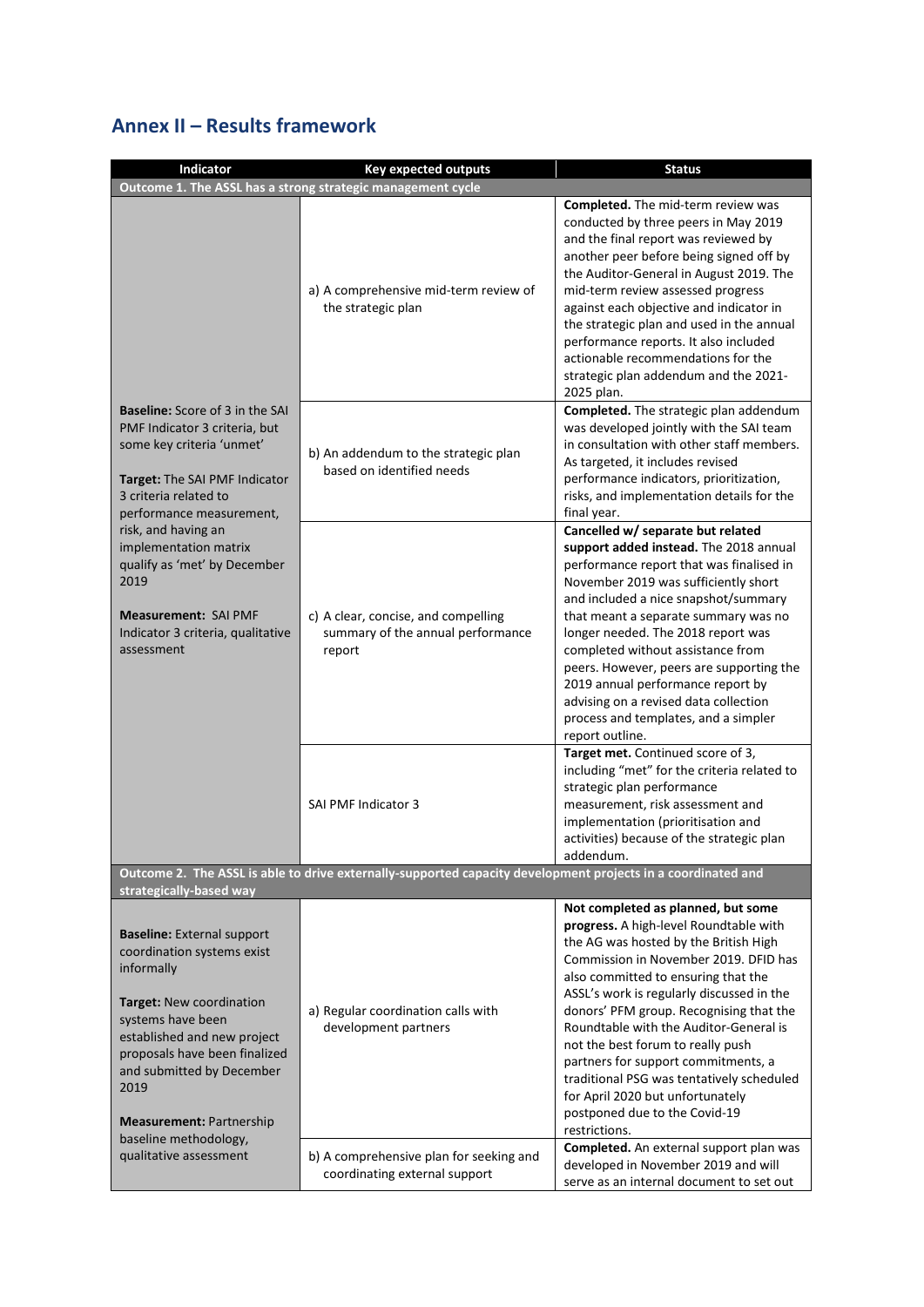## Annex II – Results framework

| Indicator | Key expected outputs | Status |
|---|---|---|
| **Outcome 1. The ASSL has a strong strategic management cycle** | | |
| **Baseline:** Score of 3 in the SAI PMF Indicator 3 criteria, but some key criteria 'unmet'<br><br>**Target:** The SAI PMF Indicator 3 criteria related to performance measurement, risk, and having an implementation matrix qualify as 'met' by December 2019<br><br>**Measurement:** SAI PMF Indicator 3 criteria, qualitative assessment | a) A comprehensive mid-term review of the strategic plan | **Completed.** The mid-term review was conducted by three peers in May 2019 and the final report was reviewed by another peer before being signed off by the Auditor-General in August 2019. The mid-term review assessed progress against each objective and indicator in the strategic plan and used in the annual performance reports. It also included actionable recommendations for the strategic plan addendum and the 2021-2025 plan. |
| | b) An addendum to the strategic plan based on identified needs | **Completed.** The strategic plan addendum was developed jointly with the SAI team in consultation with other staff members. As targeted, it includes revised performance indicators, prioritization, risks, and implementation details for the final year. |
| | c) A clear, concise, and compelling summary of the annual performance report | **Cancelled w/ separate but related support added instead.** The 2018 annual performance report that was finalised in November 2019 was sufficiently short and included a nice snapshot/summary that meant a separate summary was no longer needed. The 2018 report was completed without assistance from peers. However, peers are supporting the 2019 annual performance report by advising on a revised data collection process and templates, and a simpler report outline. |
| | SAI PMF Indicator 3 | **Target met.** Continued score of 3, including "met" for the criteria related to strategic plan performance measurement, risk assessment and implementation (prioritisation and activities) because of the strategic plan addendum. |
| **Outcome 2. The ASSL is able to drive externally-supported capacity development projects in a coordinated and strategically-based way** | | |
| **Baseline:** External support coordination systems exist informally<br><br>**Target:** New coordination systems have been established and new project proposals have been finalized and submitted by December 2019<br><br>**Measurement:** Partnership baseline methodology, qualitative assessment | a) Regular coordination calls with development partners | **Not completed as planned, but some progress.** A high-level Roundtable with the AG was hosted by the British High Commission in November 2019. DFID has also committed to ensuring that the ASSL's work is regularly discussed in the donors' PFM group. Recognising that the Roundtable with the Auditor-General is not the best forum to really push partners for support commitments, a traditional PSG was tentatively scheduled for April 2020 but unfortunately postponed due to the Covid-19 restrictions. |
| | b) A comprehensive plan for seeking and coordinating external support | **Completed.** An external support plan was developed in November 2019 and will serve as an internal document to set out |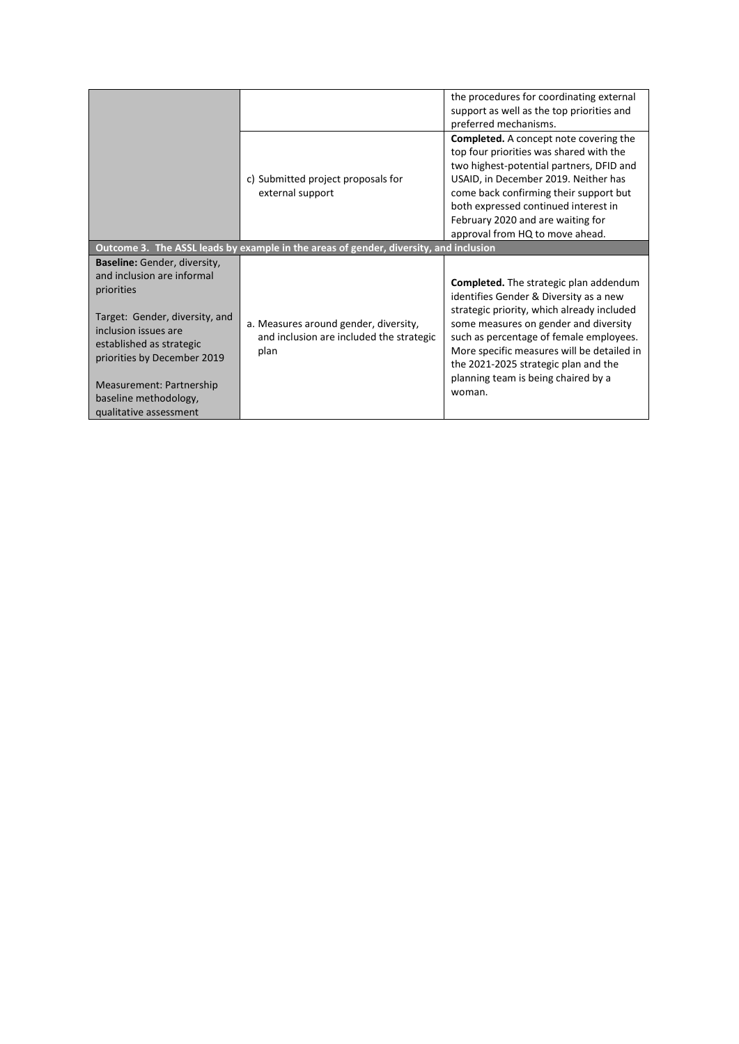|  |  |  |
|---|---|---|
|  |  | the procedures for coordinating external support as well as the top priorities and preferred mechanisms. |
|  | c) Submitted project proposals for external support | **Completed.** A concept note covering the top four priorities was shared with the two highest-potential partners, DFID and USAID, in December 2019. Neither has come back confirming their support but both expressed continued interest in February 2020 and are waiting for approval from HQ to move ahead. |
| **Outcome 3. The ASSL leads by example in the areas of gender, diversity, and inclusion** | | |
| **Baseline:** Gender, diversity, and inclusion are informal priorities<br><br>Target: Gender, diversity, and inclusion issues are established as strategic priorities by December 2019<br><br>Measurement: Partnership baseline methodology, qualitative assessment | a. Measures around gender, diversity, and inclusion are included the strategic plan | **Completed.** The strategic plan addendum identifies Gender & Diversity as a new strategic priority, which already included some measures on gender and diversity such as percentage of female employees. More specific measures will be detailed in the 2021-2025 strategic plan and the planning team is being chaired by a woman. |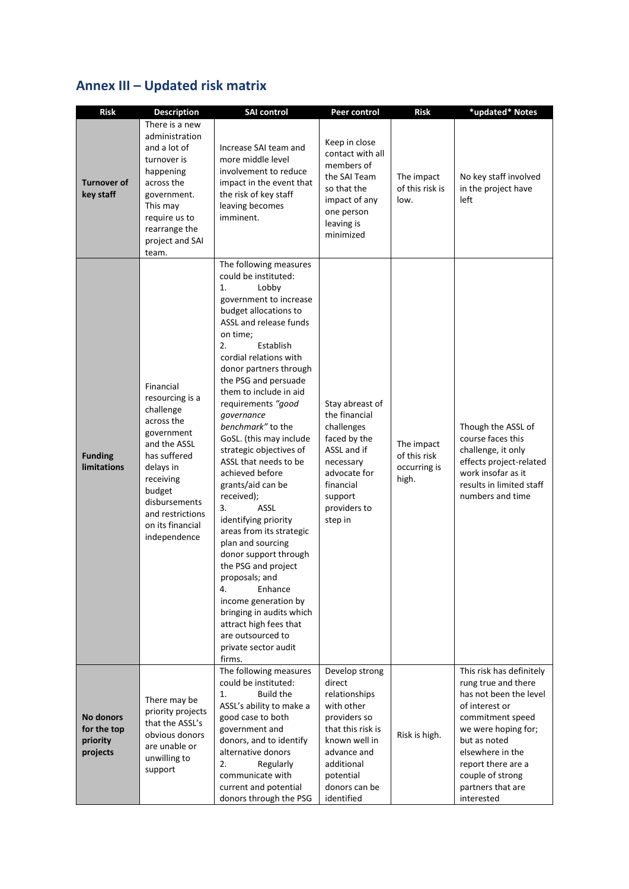## Annex III – Updated risk matrix

| Risk | Description | SAI control | Peer control | Risk | *updated* Notes |
|---|---|---|---|---|---|
| **Turnover of key staff** | There is a new administration and a lot of turnover is happening across the government. This may require us to rearrange the project and SAI team. | Increase SAI team and more middle level involvement to reduce impact in the event that the risk of key staff leaving becomes imminent. | Keep in close contact with all members of the SAI Team so that the impact of any one person leaving is minimized | The impact of this risk is low. | No key staff involved in the project have left |
| **Funding limitations** | Financial resourcing is a challenge across the government and the ASSL has suffered delays in receiving budget disbursements and restrictions on its financial independence | The following measures could be instituted:<br>1. Lobby government to increase budget allocations to ASSL and release funds on time;<br>2. Establish cordial relations with donor partners through the PSG and persuade them to include in aid requirements *"good governance benchmark"* to the GoSL. (this may include strategic objectives of ASSL that needs to be achieved before grants/aid can be received);<br>3. ASSL identifying priority areas from its strategic plan and sourcing donor support through the PSG and project proposals; and<br>4. Enhance income generation by bringing in audits which attract high fees that are outsourced to private sector audit firms. | Stay abreast of the financial challenges faced by the ASSL and if necessary advocate for financial support providers to step in | The impact of this risk occurring is high. | Though the ASSL of course faces this challenge, it only effects project-related work insofar as it results in limited staff numbers and time |
| **No donors for the top priority projects** | There may be priority projects that the ASSL's obvious donors are unable or unwilling to support | The following measures could be instituted:<br>1. Build the ASSL's ability to make a good case to both government and donors, and to identify alternative donors<br>2. Regularly communicate with current and potential donors through the PSG | Develop strong direct relationships with other providers so that this risk is known well in advance and additional potential donors can be identified | Risk is high. | This risk has definitely rung true and there has not been the level of interest or commitment speed we were hoping for; but as noted elsewhere in the report there are a couple of strong partners that are interested |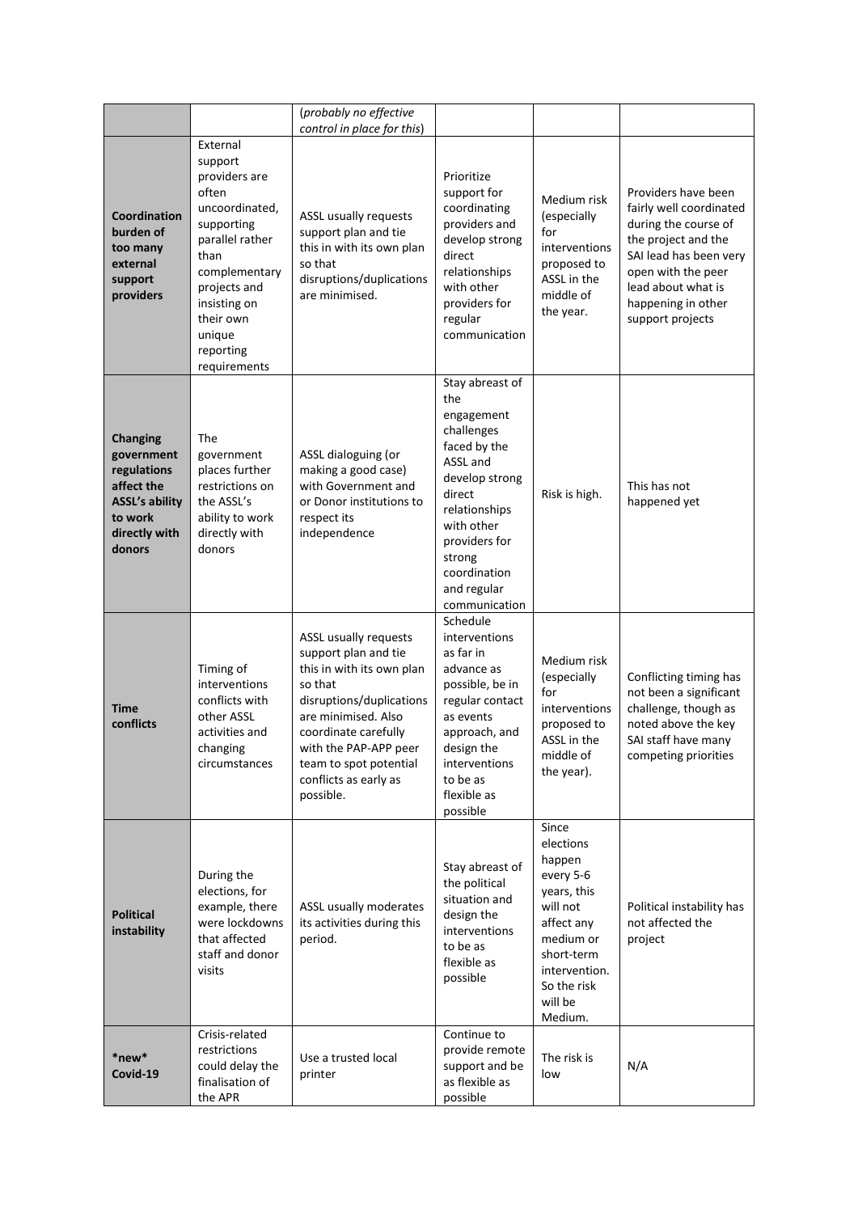| | | | | | |
|---|---|---|---|---|---|
| | | (*probably no effective control in place for this*) | | | |
| **Coordination burden of too many external support providers** | External support providers are often uncoordinated, supporting parallel rather than complementary projects and insisting on their own unique reporting requirements | ASSL usually requests support plan and tie this in with its own plan so that disruptions/duplications are minimised. | Prioritize support for coordinating providers and develop strong direct relationships with other providers for regular communication | Medium risk (especially for interventions proposed to ASSL in the middle of the year. | Providers have been fairly well coordinated during the course of the project and the SAI lead has been very open with the peer lead about what is happening in other support projects |
| **Changing government regulations affect the ASSL's ability to work directly with donors** | The government places further restrictions on the ASSL's ability to work directly with donors | ASSL dialoguing (or making a good case) with Government and or Donor institutions to respect its independence | Stay abreast of the engagement challenges faced by the ASSL and develop strong direct relationships with other providers for strong coordination and regular communication | Risk is high. | This has not happened yet |
| **Time conflicts** | Timing of interventions conflicts with other ASSL activities and changing circumstances | ASSL usually requests support plan and tie this in with its own plan so that disruptions/duplications are minimised. Also coordinate carefully with the PAP-APP peer team to spot potential conflicts as early as possible. | Schedule interventions as far in advance as possible, be in regular contact as events approach, and design the interventions to be as flexible as possible | Medium risk (especially for interventions proposed to ASSL in the middle of the year). | Conflicting timing has not been a significant challenge, though as noted above the key SAI staff have many competing priorities |
| **Political instability** | During the elections, for example, there were lockdowns that affected staff and donor visits | ASSL usually moderates its activities during this period. | Stay abreast of the political situation and design the interventions to be as flexible as possible | Since elections happen every 5-6 years, this will not affect any medium or short-term intervention. So the risk will be Medium. | Political instability has not affected the project |
| ***new* Covid-19** | Crisis-related restrictions could delay the finalisation of the APR | Use a trusted local printer | Continue to provide remote support and be as flexible as possible | The risk is low | N/A |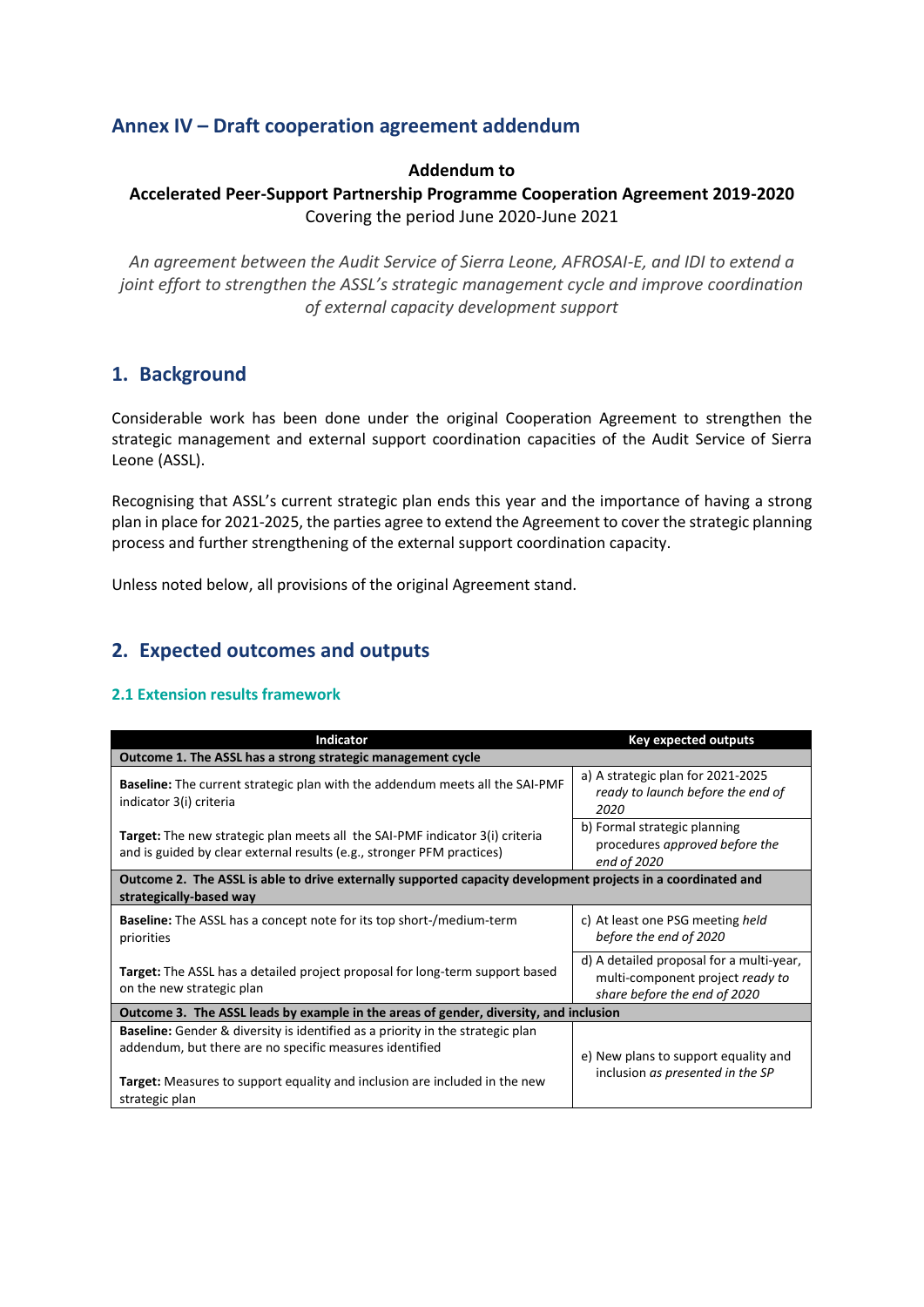## Annex IV – Draft cooperation agreement addendum

**Addendum to**

**Accelerated Peer-Support Partnership Programme Cooperation Agreement 2019-2020**

Covering the period June 2020-June 2021

*An agreement between the Audit Service of Sierra Leone, AFROSAI-E, and IDI to extend a joint effort to strengthen the ASSL's strategic management cycle and improve coordination of external capacity development support*

## 1. Background

Considerable work has been done under the original Cooperation Agreement to strengthen the strategic management and external support coordination capacities of the Audit Service of Sierra Leone (ASSL).

Recognising that ASSL's current strategic plan ends this year and the importance of having a strong plan in place for 2021-2025, the parties agree to extend the Agreement to cover the strategic planning process and further strengthening of the external support coordination capacity.

Unless noted below, all provisions of the original Agreement stand.

## 2. Expected outcomes and outputs

### 2.1 Extension results framework

| Indicator | Key expected outputs |
|---|---|
| **Outcome 1. The ASSL has a strong strategic management cycle** | |
| **Baseline:** The current strategic plan with the addendum meets all the SAI-PMF indicator 3(i) criteria | a) A strategic plan for 2021-2025 *ready to launch before the end of 2020* |
| **Target:** The new strategic plan meets all the SAI-PMF indicator 3(i) criteria and is guided by clear external results (e.g., stronger PFM practices) | b) Formal strategic planning procedures *approved before the end of 2020* |
| **Outcome 2. The ASSL is able to drive externally supported capacity development projects in a coordinated and strategically-based way** | |
| **Baseline:** The ASSL has a concept note for its top short-/medium-term priorities | c) At least one PSG meeting *held before the end of 2020* |
| **Target:** The ASSL has a detailed project proposal for long-term support based on the new strategic plan | d) A detailed proposal for a multi-year, multi-component project *ready to share before the end of 2020* |
| **Outcome 3. The ASSL leads by example in the areas of gender, diversity, and inclusion** | |
| **Baseline:** Gender & diversity is identified as a priority in the strategic plan addendum, but there are no specific measures identified<br><br>**Target:** Measures to support equality and inclusion are included in the new strategic plan | e) New plans to support equality and inclusion *as presented in the SP* |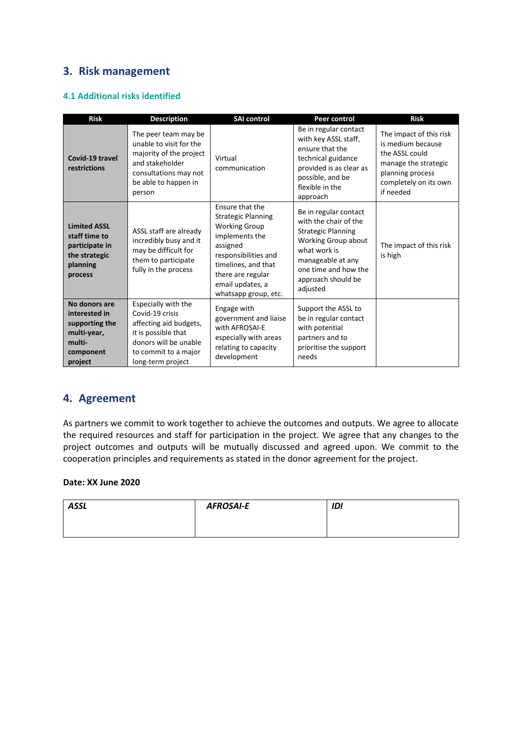## 3. Risk management

### 4.1 Additional risks identified

| Risk | Description | SAI control | Peer control | Risk |
|---|---|---|---|---|
| **Covid-19 travel restrictions** | The peer team may be unable to visit for the majority of the project and stakeholder consultations may not be able to happen in person | Virtual communication | Be in regular contact with key ASSL staff, ensure that the technical guidance provided is as clear as possible, and be flexible in the approach | The impact of this risk is medium because the ASSL could manage the strategic planning process completely on its own if needed |
| **Limited ASSL staff time to participate in the strategic planning process** | ASSL staff are already incredibly busy and it may be difficult for them to participate fully in the process | Ensure that the Strategic Planning Working Group implements the assigned responsibilities and timelines, and that there are regular email updates, a whatsapp group, etc. | Be in regular contact with the chair of the Strategic Planning Working Group about what work is manageable at any one time and how the approach should be adjusted | The impact of this risk is high |
| **No donors are interested in supporting the multi-year, multi-component project** | Especially with the Covid-19 crisis affecting aid budgets, it is possible that donors will be unable to commit to a major long-term project | Engage with government and liaise with AFROSAI-E especially with areas relating to capacity development | Support the ASSL to be in regular contact with potential partners and to prioritise the support needs | |

## 4. Agreement

As partners we commit to work together to achieve the outcomes and outputs. We agree to allocate the required resources and staff for participation in the project. We agree that any changes to the project outcomes and outputs will be mutually discussed and agreed upon. We commit to the cooperation principles and requirements as stated in the donor agreement for the project.

**Date: XX June 2020**

| ***ASSL*** | ***AFROSAI-E*** | ***IDI*** |
|---|---|---|
| | | |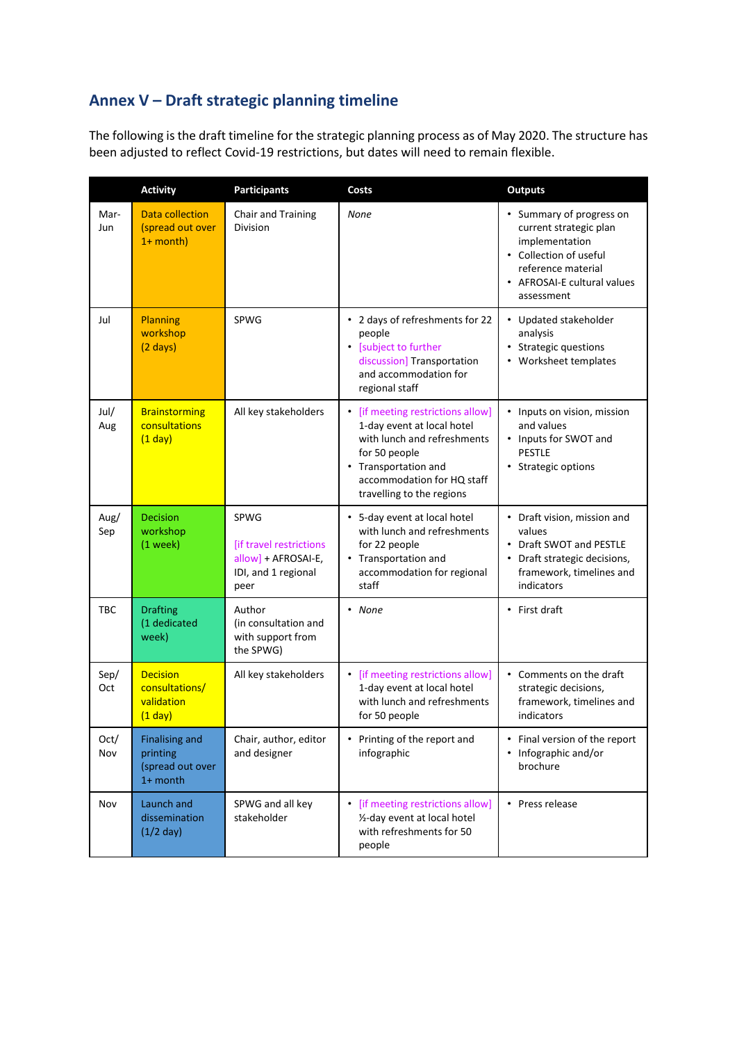## Annex V – Draft strategic planning timeline

The following is the draft timeline for the strategic planning process as of May 2020. The structure has been adjusted to reflect Covid-19 restrictions, but dates will need to remain flexible.

| | Activity | Participants | Costs | Outputs |
|---|---|---|---|---|
| Mar-Jun | Data collection (spread out over 1+ month) | Chair and Training Division | *None* | • Summary of progress on current strategic plan implementation<br>• Collection of useful reference material<br>• AFROSAI-E cultural values assessment |
| Jul | Planning workshop (2 days) | SPWG | • 2 days of refreshments for 22 people<br>• [subject to further discussion] Transportation and accommodation for regional staff | • Updated stakeholder analysis<br>• Strategic questions<br>• Worksheet templates |
| Jul/ Aug | Brainstorming consultations (1 day) | All key stakeholders | • [if meeting restrictions allow] 1-day event at local hotel with lunch and refreshments for 50 people<br>• Transportation and accommodation for HQ staff travelling to the regions | • Inputs on vision, mission and values<br>• Inputs for SWOT and PESTLE<br>• Strategic options |
| Aug/ Sep | Decision workshop (1 week) | SPWG<br><br>[if travel restrictions allow] + AFROSAI-E, IDI, and 1 regional peer | • 5-day event at local hotel with lunch and refreshments for 22 people<br>• Transportation and accommodation for regional staff | • Draft vision, mission and values<br>• Draft SWOT and PESTLE<br>• Draft strategic decisions, framework, timelines and indicators |
| TBC | Drafting (1 dedicated week) | Author (in consultation and with support from the SPWG) | • *None* | • First draft |
| Sep/ Oct | Decision consultations/ validation (1 day) | All key stakeholders | • [if meeting restrictions allow] 1-day event at local hotel with lunch and refreshments for 50 people | • Comments on the draft strategic decisions, framework, timelines and indicators |
| Oct/ Nov | Finalising and printing (spread out over 1+ month | Chair, author, editor and designer | • Printing of the report and infographic | • Final version of the report<br>• Infographic and/or brochure |
| Nov | Launch and dissemination (1/2 day) | SPWG and all key stakeholder | • [if meeting restrictions allow] ½-day event at local hotel with refreshments for 50 people | • Press release |